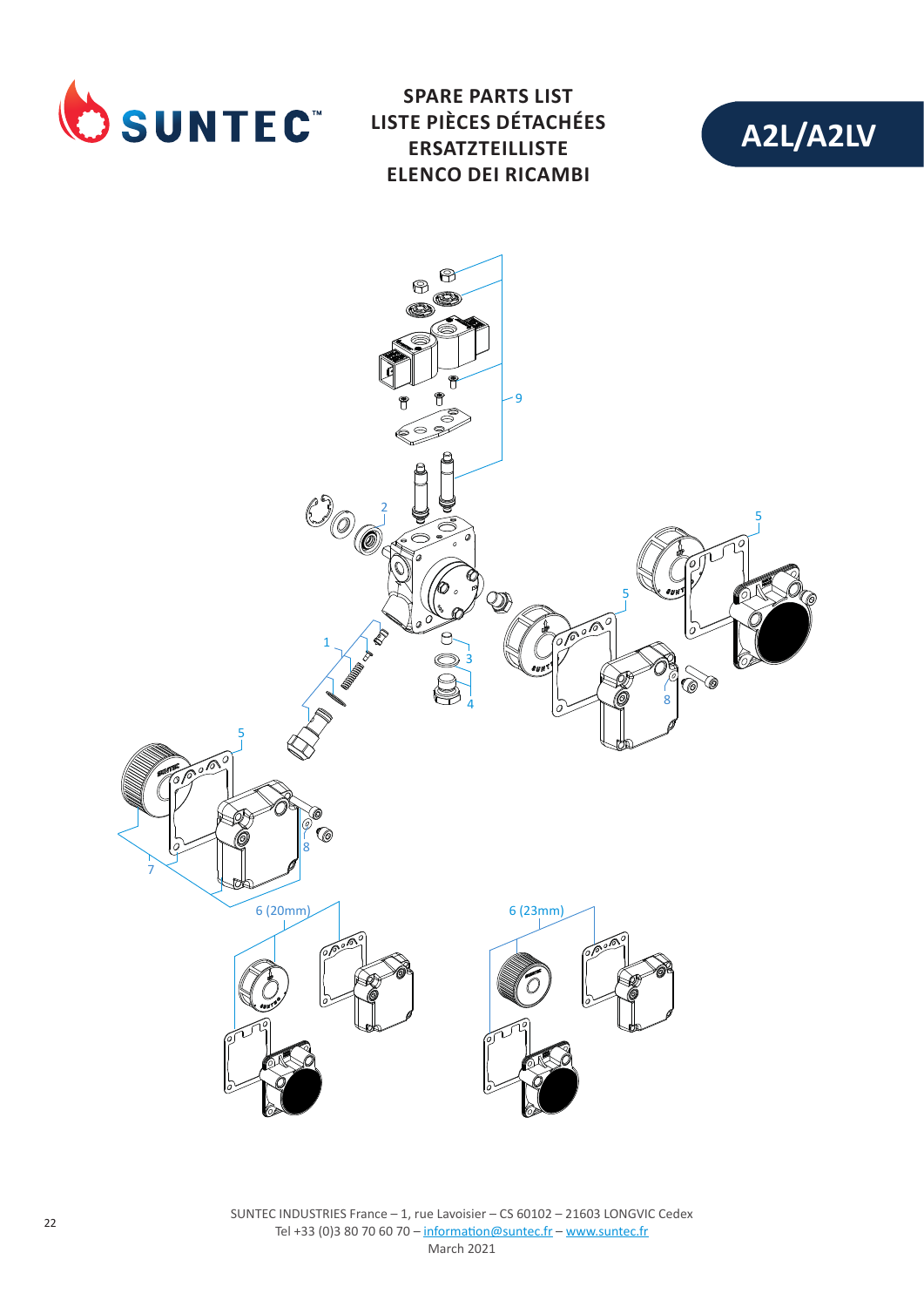# SPARE PARTS LIST
# LISTE PIÈCES DÉTACHÉES
# ERSATZTEILLISTE
# ELENCO DEI RICAMBI

**A2L/A2LV**

9

2

5

5

1

3

4

8

5

8

7

6 (20mm)

6 (23mm)

SUNTEC INDUSTRIES France – 1, rue Lavoisier – CS 60102 – 21603 LONGVIC Cedex
Tel +33 (0)3 80 70 60 70 – information@suntec.fr – www.suntec.fr
March 2021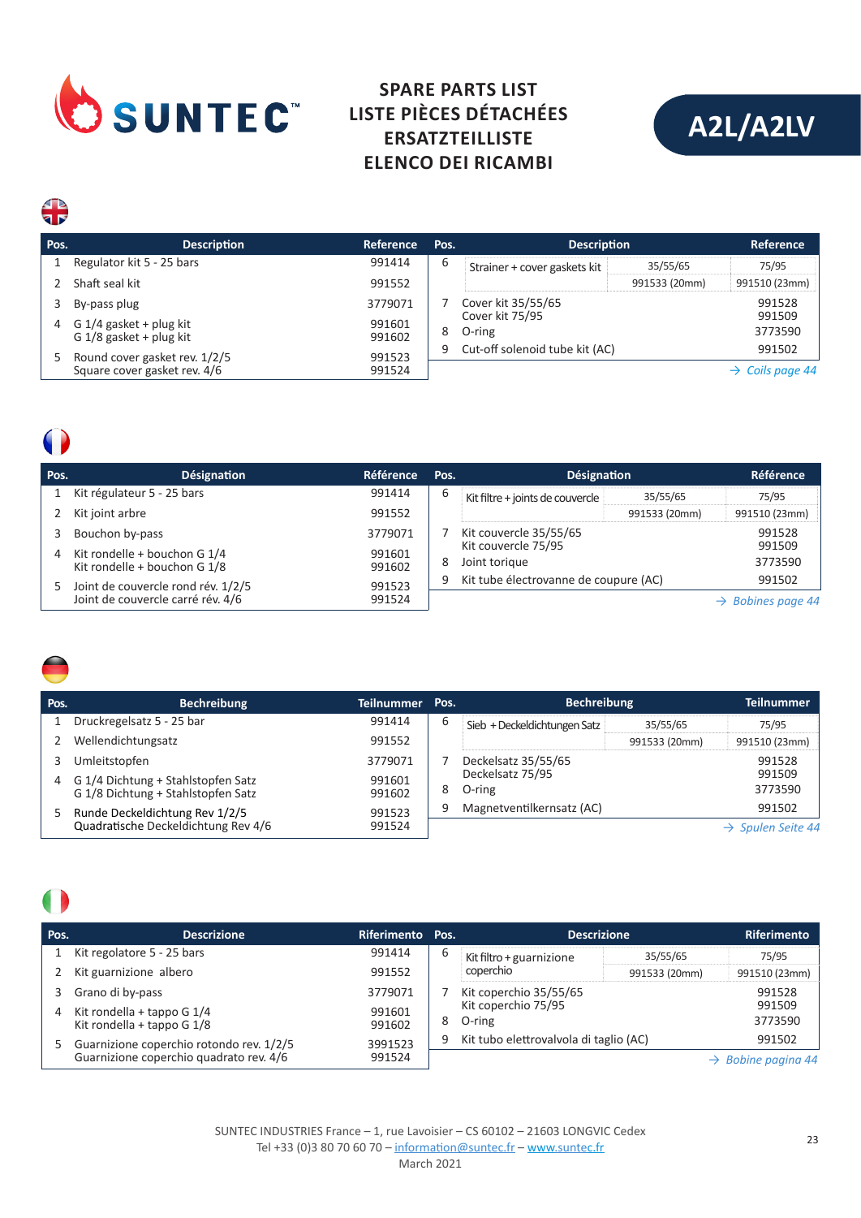SUNTEC™

# SPARE PARTS LIST
# LISTE PIÈCES DÉTACHÉES
# ERSATZTEILLISTE
# ELENCO DEI RICAMBI

**A2L/A2LV**

| Pos. | Description | Reference |
|---|---|---|
| 1 | Regulator kit 5 - 25 bars | 991414 |
| 2 | Shaft seal kit | 991552 |
| 3 | By-pass plug | 3779071 |
| 4 | G 1/4 gasket + plug kit<br>G 1/8 gasket + plug kit | 991601<br>991602 |
| 5 | Round cover gasket rev. 1/2/5<br>Square cover gasket rev. 4/6 | 991523<br>991524 |

| Pos. | Description | | Reference |
|---|---|---|---|
| 6 | Strainer + cover gaskets kit | 35/55/65: 991533 (20mm) | 75/95: 991510 (23mm) |
| 7 | Cover kit 35/55/65<br>Cover kit 75/95 | | 991528<br>991509 |
| 8 | O-ring | | 3773590 |
| 9 | Cut-off solenoid tube kit (AC) | | 991502 |

→ *Coils page 44*

| Pos. | Désignation | Référence |
|---|---|---|
| 1 | Kit régulateur 5 - 25 bars | 991414 |
| 2 | Kit joint arbre | 991552 |
| 3 | Bouchon by-pass | 3779071 |
| 4 | Kit rondelle + bouchon G 1/4<br>Kit rondelle + bouchon G 1/8 | 991601<br>991602 |
| 5 | Joint de couvercle rond rév. 1/2/5<br>Joint de couvercle carré rév. 4/6 | 991523<br>991524 |

| Pos. | Désignation | | Référence |
|---|---|---|---|
| 6 | Kit filtre + joints de couvercle | 35/55/65: 991533 (20mm) | 75/95: 991510 (23mm) |
| 7 | Kit couvercle 35/55/65<br>Kit couvercle 75/95 | | 991528<br>991509 |
| 8 | Joint torique | | 3773590 |
| 9 | Kit tube électrovanne de coupure (AC) | | 991502 |

→ *Bobines page 44*

| Pos. | Bechreibung | Teilnummer |
|---|---|---|
| 1 | Druckregelsatz 5 - 25 bar | 991414 |
| 2 | Wellendichtungsatz | 991552 |
| 3 | Umleitstopfen | 3779071 |
| 4 | G 1/4 Dichtung + Stahlstopfen Satz<br>G 1/8 Dichtung + Stahlstopfen Satz | 991601<br>991602 |
| 5 | Runde Deckeldichtung Rev 1/2/5<br>Quadratische Deckeldichtung Rev 4/6 | 991523<br>991524 |

| Pos. | Bechreibung | | Teilnummer |
|---|---|---|---|
| 6 | Sieb + Deckeldichtungen Satz | 35/55/65: 991533 (20mm) | 75/95: 991510 (23mm) |
| 7 | Deckelsatz 35/55/65<br>Deckelsatz 75/95 | | 991528<br>991509 |
| 8 | O-ring | | 3773590 |
| 9 | Magnetventilkernsatz (AC) | | 991502 |

→ *Spulen Seite 44*

| Pos. | Descrizione | Riferimento |
|---|---|---|
| 1 | Kit regolatore 5 - 25 bars | 991414 |
| 2 | Kit guarnizione albero | 991552 |
| 3 | Grano di by-pass | 3779071 |
| 4 | Kit rondella + tappo G 1/4<br>Kit rondella + tappo G 1/8 | 991601<br>991602 |
| 5 | Guarnizione coperchio rotondo rev. 1/2/5<br>Guarnizione coperchio quadrato rev. 4/6 | 3991523<br>991524 |

| Pos. | Descrizione | | Riferimento |
|---|---|---|---|
| 6 | Kit filtro + guarnizione coperchio | 35/55/65: 991533 (20mm) | 75/95: 991510 (23mm) |
| 7 | Kit coperchio 35/55/65<br>Kit coperchio 75/95 | | 991528<br>991509 |
| 8 | O-ring | | 3773590 |
| 9 | Kit tubo elettrovalvola di taglio (AC) | | 991502 |

→ *Bobine pagina 44*

SUNTEC INDUSTRIES France – 1, rue Lavoisier – CS 60102 – 21603 LONGVIC Cedex
Tel +33 (0)3 80 70 60 70 – information@suntec.fr – www.suntec.fr
March 2021